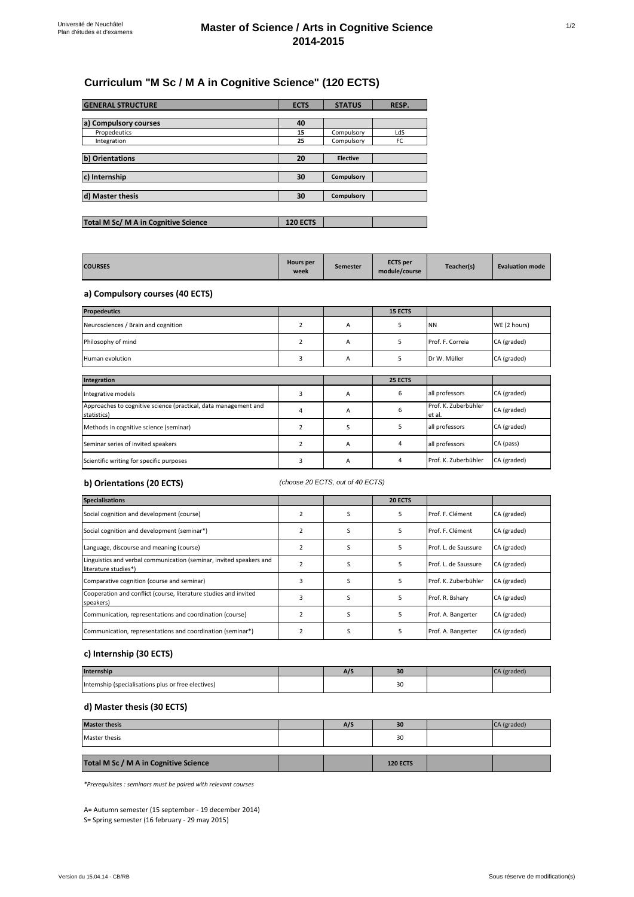Université de Neuchâtel
Plan d'études et d'examens

# Master of Science / Arts in Cognitive Science 2014-2015

## Curriculum "M Sc / M A in Cognitive Science" (120 ECTS)

| GENERAL STRUCTURE | ECTS | STATUS | RESP. |
|---|---|---|---|
| **a) Compulsory courses** | **40** | | |
| Propedeutics | 15 | Compulsory | LdS |
| Integration | 25 | Compulsory | FC |
| **b) Orientations** | **20** | **Elective** | |
| **c) Internship** | **30** | **Compulsory** | |
| **d) Master thesis** | **30** | **Compulsory** | |
| **Total M Sc/ M A in Cognitive Science** | **120 ECTS** | | |

| COURSES | Hours per week | Semester | ECTS per module/course | Teacher(s) | Evaluation mode |
|---|---|---|---|---|---|

### a) Compulsory courses (40 ECTS)

| Propedeutics | | | 15 ECTS | | |
|---|---|---|---|---|---|
| Neurosciences / Brain and cognition | 2 | A | 5 | NN | WE (2 hours) |
| Philosophy of mind | 2 | A | 5 | Prof. F. Correia | CA (graded) |
| Human evolution | 3 | A | 5 | Dr W. Müller | CA (graded) |

| Integration | | | 25 ECTS | | |
|---|---|---|---|---|---|
| Integrative models | 3 | A | 6 | all professors | CA (graded) |
| Approaches to cognitive science (practical, data management and statistics) | 4 | A | 6 | Prof. K. Zuberbühler et al. | CA (graded) |
| Methods in cognitive science (seminar) | 2 | S | 5 | all professors | CA (graded) |
| Seminar series of invited speakers | 2 | A | 4 | all professors | CA (pass) |
| Scientific writing for specific purposes | 3 | A | 4 | Prof. K. Zuberbühler | CA (graded) |

### b) Orientations (20 ECTS)

*(choose 20 ECTS, out of 40 ECTS)*

| Specialisations | | | 20 ECTS | | |
|---|---|---|---|---|---|
| Social cognition and development (course) | 2 | S | 5 | Prof. F. Clément | CA (graded) |
| Social cognition and development (seminar*) | 2 | S | 5 | Prof. F. Clément | CA (graded) |
| Language, discourse and meaning (course) | 2 | S | 5 | Prof. L. de Saussure | CA (graded) |
| Linguistics and verbal communication (seminar, invited speakers and literature studies*) | 2 | S | 5 | Prof. L. de Saussure | CA (graded) |
| Comparative cognition (course and seminar) | 3 | S | 5 | Prof. K. Zuberbühler | CA (graded) |
| Cooperation and conflict (course, literature studies and invited speakers) | 3 | S | 5 | Prof. R. Bshary | CA (graded) |
| Communication, representations and coordination (course) | 2 | S | 5 | Prof. A. Bangerter | CA (graded) |
| Communication, representations and coordination (seminar*) | 2 | S | 5 | Prof. A. Bangerter | CA (graded) |

### c) Internship (30 ECTS)

| Internship | | A/S | 30 | | CA (graded) |
|---|---|---|---|---|---|
| Internship (specialisations plus or free electives) | | | 30 | | |

### d) Master thesis (30 ECTS)

| Master thesis | | A/S | 30 | | CA (graded) |
|---|---|---|---|---|---|
| Master thesis | | | 30 | | |
| **Total M Sc / M A in Cognitive Science** | | | **120 ECTS** | | |

*\*Prerequisites : seminars must be paired with relevant courses*

A= Autumn semester (15 september - 19 december 2014)

S= Spring semester (16 february - 29 may 2015)

Version du 15.04.14 - CB/RB

Sous réserve de modification(s)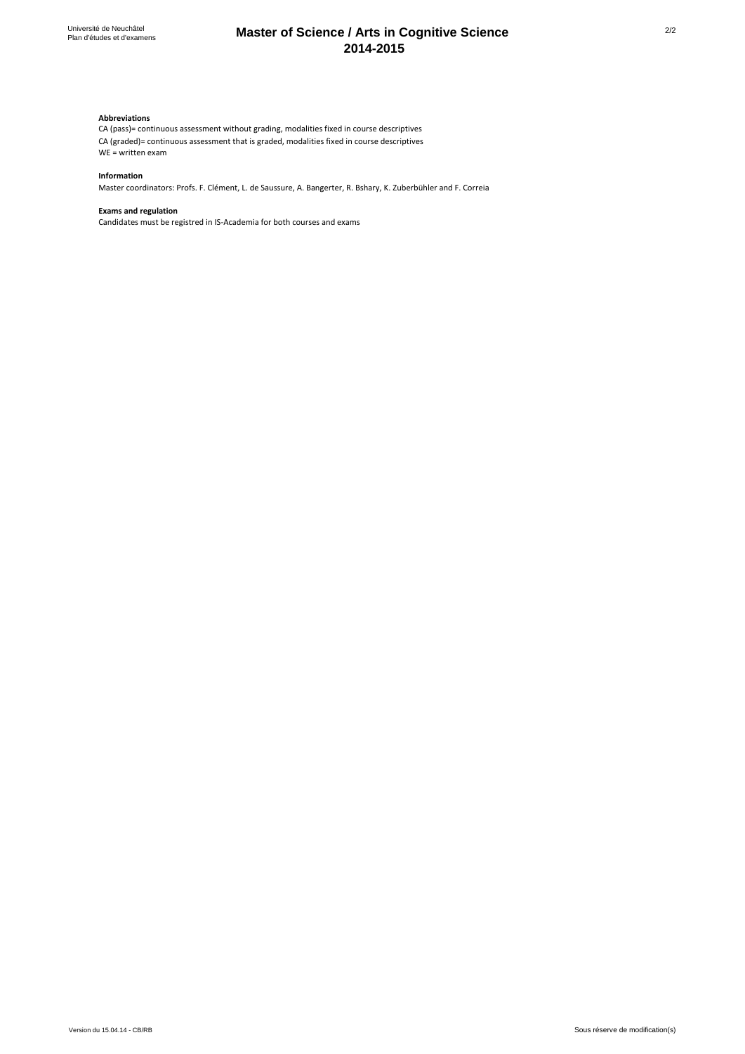**Abbreviations**

CA (pass)= continuous assessment without grading, modalities fixed in course descriptives
CA (graded)= continuous assessment that is graded, modalities fixed in course descriptives
WE = written exam

**Information**

Master coordinators: Profs. F. Clément, L. de Saussure, A. Bangerter, R. Bshary, K. Zuberbühler and F. Correia

**Exams and regulation**

Candidates must be registred in IS-Academia for both courses and exams